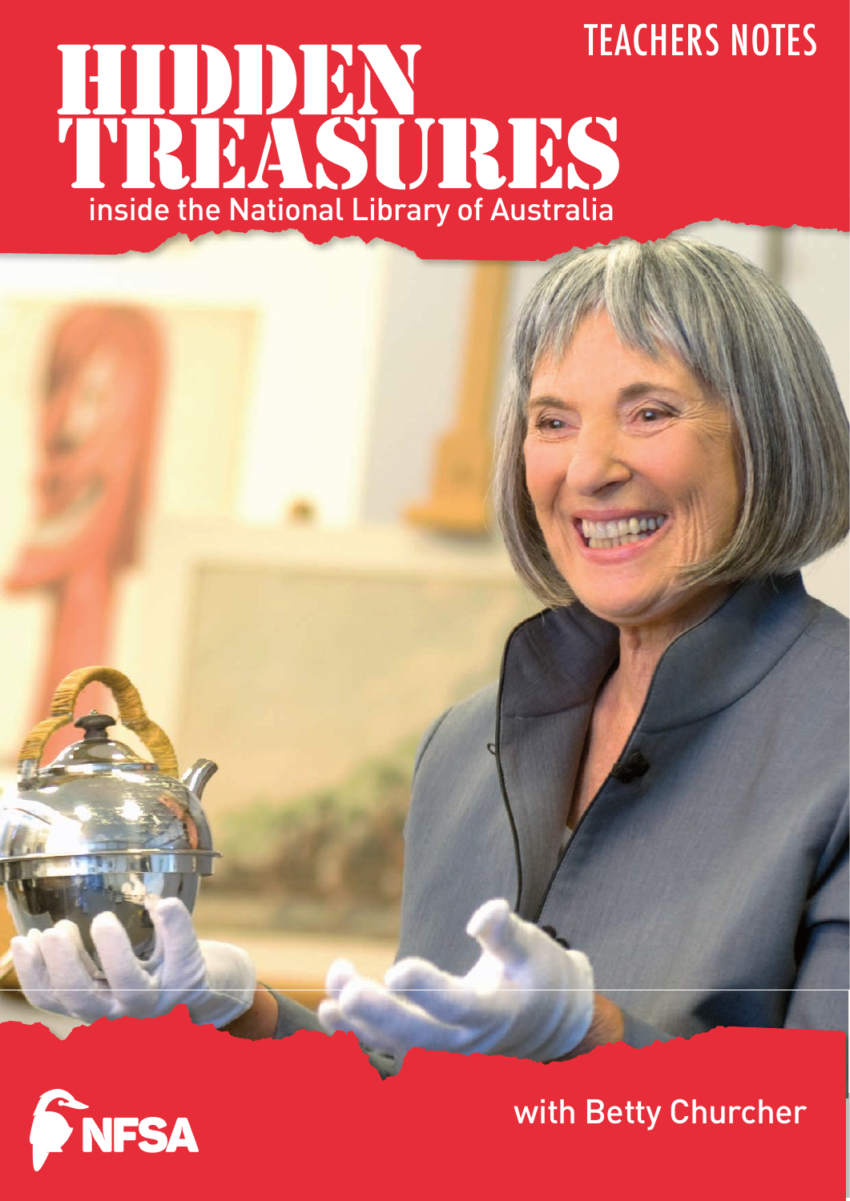TEACHERS NOTES

# HIDDEN TREASURES

inside the National Library of Australia

with Betty Churcher

NFSA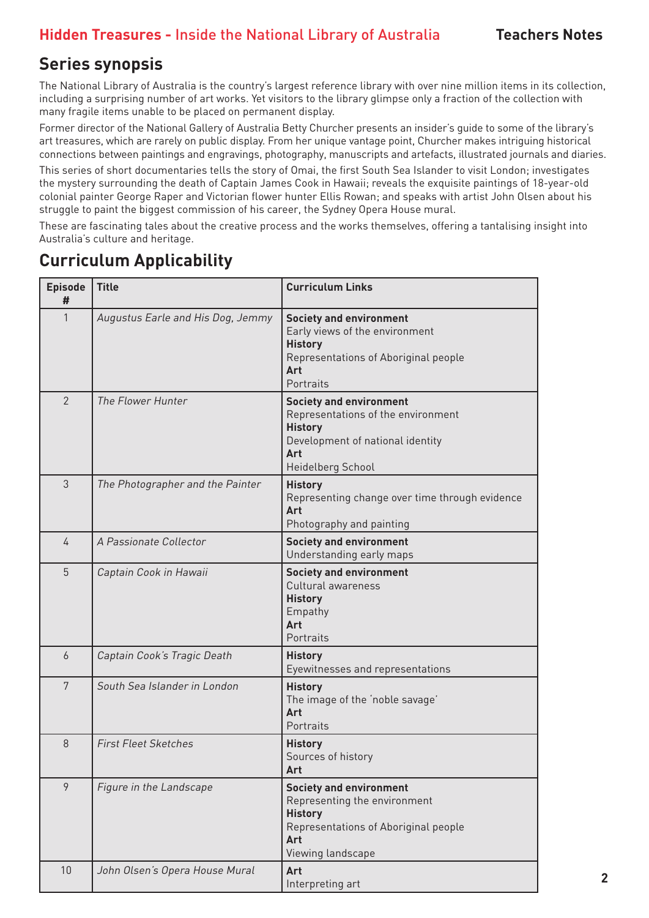## Series synopsis

The National Library of Australia is the country's largest reference library with over nine million items in its collection, including a surprising number of art works. Yet visitors to the library glimpse only a fraction of the collection with many fragile items unable to be placed on permanent display.

Former director of the National Gallery of Australia Betty Churcher presents an insider's guide to some of the library's art treasures, which are rarely on public display. From her unique vantage point, Churcher makes intriguing historical connections between paintings and engravings, photography, manuscripts and artefacts, illustrated journals and diaries.

This series of short documentaries tells the story of Omai, the first South Sea Islander to visit London; investigates the mystery surrounding the death of Captain James Cook in Hawaii; reveals the exquisite paintings of 18-year-old colonial painter George Raper and Victorian flower hunter Ellis Rowan; and speaks with artist John Olsen about his struggle to paint the biggest commission of his career, the Sydney Opera House mural.

These are fascinating tales about the creative process and the works themselves, offering a tantalising insight into Australia's culture and heritage.

## Curriculum Applicability

| Episode # | Title | Curriculum Links |
|---|---|---|
| 1 | *Augustus Earle and His Dog, Jemmy* | **Society and environment**<br>Early views of the environment<br>**History**<br>Representations of Aboriginal people<br>**Art**<br>Portraits |
| 2 | *The Flower Hunter* | **Society and environment**<br>Representations of the environment<br>**History**<br>Development of national identity<br>**Art**<br>Heidelberg School |
| 3 | *The Photographer and the Painter* | **History**<br>Representing change over time through evidence<br>**Art**<br>Photography and painting |
| 4 | *A Passionate Collector* | **Society and environment**<br>Understanding early maps |
| 5 | *Captain Cook in Hawaii* | **Society and environment**<br>Cultural awareness<br>**History**<br>Empathy<br>**Art**<br>Portraits |
| 6 | *Captain Cook's Tragic Death* | **History**<br>Eyewitnesses and representations |
| 7 | *South Sea Islander in London* | **History**<br>The image of the 'noble savage'<br>**Art**<br>Portraits |
| 8 | *First Fleet Sketches* | **History**<br>Sources of history<br>**Art** |
| 9 | *Figure in the Landscape* | **Society and environment**<br>Representing the environment<br>**History**<br>Representations of Aboriginal people<br>**Art**<br>Viewing landscape |
| 10 | *John Olsen's Opera House Mural* | **Art**<br>Interpreting art |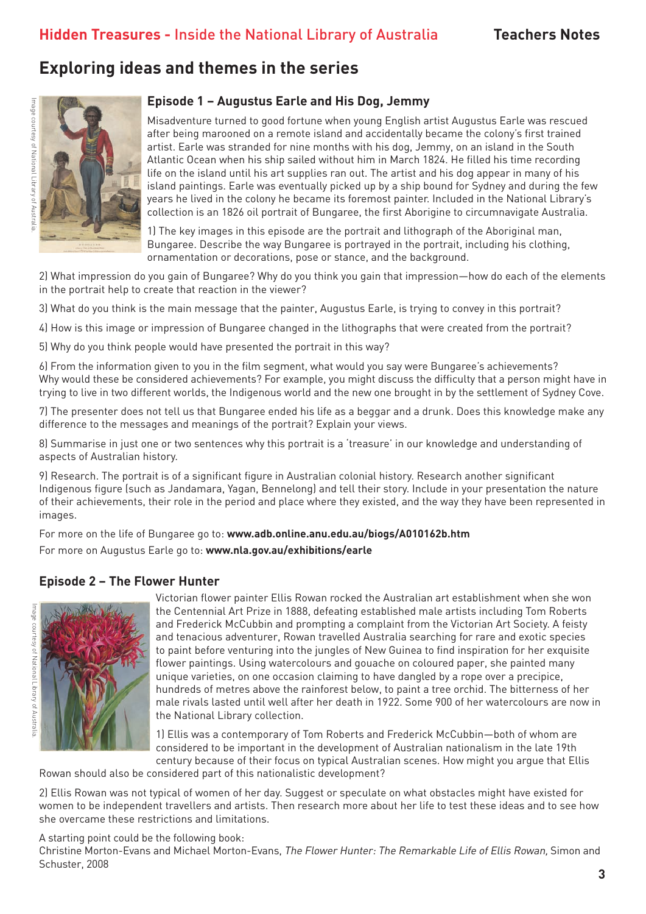## Exploring ideas and themes in the series

### Episode 1 – Augustus Earle and His Dog, Jemmy

Image courtesy of National Library of Australia.

Misadventure turned to good fortune when young English artist Augustus Earle was rescued after being marooned on a remote island and accidentally became the colony's first trained artist. Earle was stranded for nine months with his dog, Jemmy, on an island in the South Atlantic Ocean when his ship sailed without him in March 1824. He filled his time recording life on the island until his art supplies ran out. The artist and his dog appear in many of his island paintings. Earle was eventually picked up by a ship bound for Sydney and during the few years he lived in the colony he became its foremost painter. Included in the National Library's collection is an 1826 oil portrait of Bungaree, the first Aborigine to circumnavigate Australia.

1) The key images in this episode are the portrait and lithograph of the Aboriginal man, Bungaree. Describe the way Bungaree is portrayed in the portrait, including his clothing, ornamentation or decorations, pose or stance, and the background.

2) What impression do you gain of Bungaree? Why do you think you gain that impression—how do each of the elements in the portrait help to create that reaction in the viewer?

3) What do you think is the main message that the painter, Augustus Earle, is trying to convey in this portrait?

4) How is this image or impression of Bungaree changed in the lithographs that were created from the portrait?

5) Why do you think people would have presented the portrait in this way?

6) From the information given to you in the film segment, what would you say were Bungaree's achievements? Why would these be considered achievements? For example, you might discuss the difficulty that a person might have in trying to live in two different worlds, the Indigenous world and the new one brought in by the settlement of Sydney Cove.

7) The presenter does not tell us that Bungaree ended his life as a beggar and a drunk. Does this knowledge make any difference to the messages and meanings of the portrait? Explain your views.

8) Summarise in just one or two sentences why this portrait is a 'treasure' in our knowledge and understanding of aspects of Australian history.

9) Research. The portrait is of a significant figure in Australian colonial history. Research another significant Indigenous figure (such as Jandamara, Yagan, Bennelong) and tell their story. Include in your presentation the nature of their achievements, their role in the period and place where they existed, and the way they have been represented in images.

For more on the life of Bungaree go to: **www.adb.online.anu.edu.au/biogs/A010162b.htm**

For more on Augustus Earle go to: **www.nla.gov.au/exhibitions/earle**

### Episode 2 – The Flower Hunter

Image courtesy of National Library of Australia.

Victorian flower painter Ellis Rowan rocked the Australian art establishment when she won the Centennial Art Prize in 1888, defeating established male artists including Tom Roberts and Frederick McCubbin and prompting a complaint from the Victorian Art Society. A feisty and tenacious adventurer, Rowan travelled Australia searching for rare and exotic species to paint before venturing into the jungles of New Guinea to find inspiration for her exquisite flower paintings. Using watercolours and gouache on coloured paper, she painted many unique varieties, on one occasion claiming to have dangled by a rope over a precipice, hundreds of metres above the rainforest below, to paint a tree orchid. The bitterness of her male rivals lasted until well after her death in 1922. Some 900 of her watercolours are now in the National Library collection.

1) Ellis was a contemporary of Tom Roberts and Frederick McCubbin—both of whom are considered to be important in the development of Australian nationalism in the late 19th century because of their focus on typical Australian scenes. How might you argue that Ellis Rowan should also be considered part of this nationalistic development?

2) Ellis Rowan was not typical of women of her day. Suggest or speculate on what obstacles might have existed for women to be independent travellers and artists. Then research more about her life to test these ideas and to see how she overcame these restrictions and limitations.

A starting point could be the following book:
Christine Morton-Evans and Michael Morton-Evans, *The Flower Hunter: The Remarkable Life of Ellis Rowan,* Simon and Schuster, 2008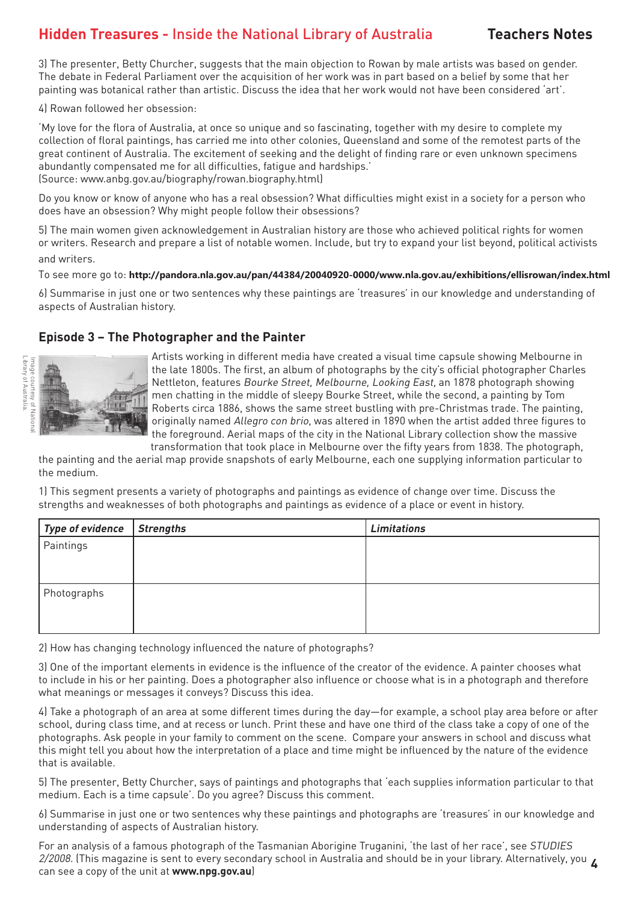3) The presenter, Betty Churcher, suggests that the main objection to Rowan by male artists was based on gender. The debate in Federal Parliament over the acquisition of her work was in part based on a belief by some that her painting was botanical rather than artistic. Discuss the idea that her work would not have been considered 'art'.

4) Rowan followed her obsession:

'My love for the flora of Australia, at once so unique and so fascinating, together with my desire to complete my collection of floral paintings, has carried me into other colonies, Queensland and some of the remotest parts of the great continent of Australia. The excitement of seeking and the delight of finding rare or even unknown specimens abundantly compensated me for all difficulties, fatigue and hardships.'
(Source: www.anbg.gov.au/biography/rowan.biography.html)

Do you know or know of anyone who has a real obsession? What difficulties might exist in a society for a person who does have an obsession? Why might people follow their obsessions?

5) The main women given acknowledgement in Australian history are those who achieved political rights for women or writers. Research and prepare a list of notable women. Include, but try to expand your list beyond, political activists and writers.

To see more go to: **http://pandora.nla.gov.au/pan/44384/20040920-0000/www.nla.gov.au/exhibitions/ellisrowan/index.html**

6) Summarise in just one or two sentences why these paintings are 'treasures' in our knowledge and understanding of aspects of Australian history.

## Episode 3 – The Photographer and the Painter

Image courtesy of National Library of Australia.

Artists working in different media have created a visual time capsule showing Melbourne in the late 1800s. The first, an album of photographs by the city's official photographer Charles Nettleton, features *Bourke Street, Melbourne, Looking East,* an 1878 photograph showing men chatting in the middle of sleepy Bourke Street, while the second, a painting by Tom Roberts circa 1886, shows the same street bustling with pre-Christmas trade. The painting, originally named *Allegro con brio*, was altered in 1890 when the artist added three figures to the foreground. Aerial maps of the city in the National Library collection show the massive transformation that took place in Melbourne over the fifty years from 1838. The photograph, the painting and the aerial map provide snapshots of early Melbourne, each one supplying information particular to the medium.

1) This segment presents a variety of photographs and paintings as evidence of change over time. Discuss the strengths and weaknesses of both photographs and paintings as evidence of a place or event in history.

| ***Type of evidence*** | ***Strengths*** | ***Limitations*** |
|---|---|---|
| Paintings | | |
| Photographs | | |

2) How has changing technology influenced the nature of photographs?

3) One of the important elements in evidence is the influence of the creator of the evidence. A painter chooses what to include in his or her painting. Does a photographer also influence or choose what is in a photograph and therefore what meanings or messages it conveys? Discuss this idea.

4) Take a photograph of an area at some different times during the day—for example, a school play area before or after school, during class time, and at recess or lunch. Print these and have one third of the class take a copy of one of the photographs. Ask people in your family to comment on the scene. Compare your answers in school and discuss what this might tell you about how the interpretation of a place and time might be influenced by the nature of the evidence that is available.

5) The presenter, Betty Churcher, says of paintings and photographs that 'each supplies information particular to that medium. Each is a time capsule'. Do you agree? Discuss this comment.

6) Summarise in just one or two sentences why these paintings and photographs are 'treasures' in our knowledge and understanding of aspects of Australian history.

For an analysis of a famous photograph of the Tasmanian Aborigine Truganini, 'the last of her race', see *STUDIES 2/2008*. (This magazine is sent to every secondary school in Australia and should be in your library. Alternatively, you can see a copy of the unit at **www.npg.gov.au**)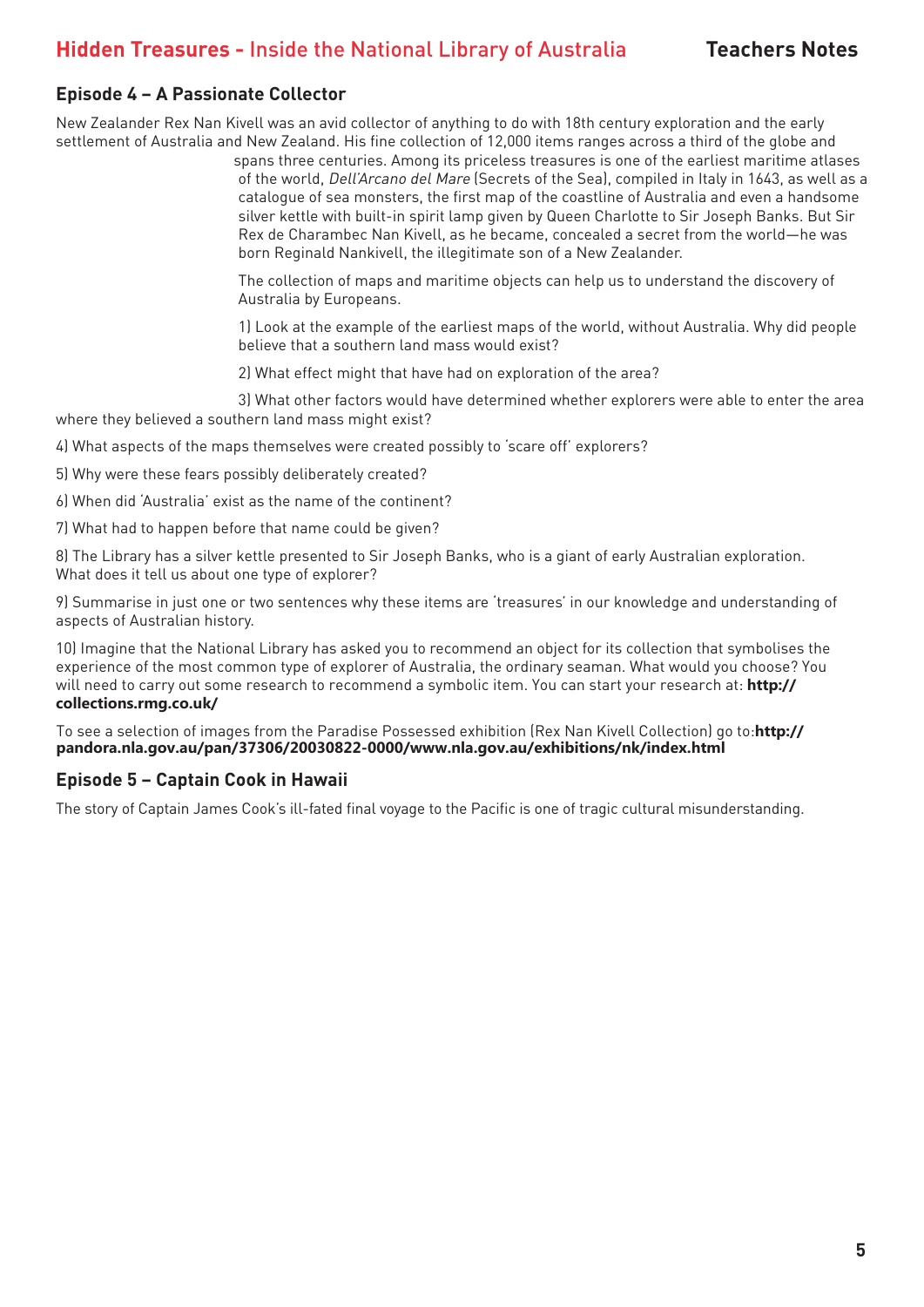## Episode 4 – A Passionate Collector

New Zealander Rex Nan Kivell was an avid collector of anything to do with 18th century exploration and the early settlement of Australia and New Zealand. His fine collection of 12,000 items ranges across a third of the globe and spans three centuries. Among its priceless treasures is one of the earliest maritime atlases of the world, *Dell'Arcano del Mare* (Secrets of the Sea), compiled in Italy in 1643, as well as a catalogue of sea monsters, the first map of the coastline of Australia and even a handsome silver kettle with built-in spirit lamp given by Queen Charlotte to Sir Joseph Banks. But Sir Rex de Charambec Nan Kivell, as he became, concealed a secret from the world—he was born Reginald Nankivell, the illegitimate son of a New Zealander.

The collection of maps and maritime objects can help us to understand the discovery of Australia by Europeans.

1) Look at the example of the earliest maps of the world, without Australia. Why did people believe that a southern land mass would exist?

2) What effect might that have had on exploration of the area?

3) What other factors would have determined whether explorers were able to enter the area where they believed a southern land mass might exist?

4) What aspects of the maps themselves were created possibly to 'scare off' explorers?

5) Why were these fears possibly deliberately created?

6) When did 'Australia' exist as the name of the continent?

7) What had to happen before that name could be given?

8) The Library has a silver kettle presented to Sir Joseph Banks, who is a giant of early Australian exploration. What does it tell us about one type of explorer?

9) Summarise in just one or two sentences why these items are 'treasures' in our knowledge and understanding of aspects of Australian history.

10) Imagine that the National Library has asked you to recommend an object for its collection that symbolises the experience of the most common type of explorer of Australia, the ordinary seaman. What would you choose? You will need to carry out some research to recommend a symbolic item. You can start your research at: **http://collections.rmg.co.uk/**

To see a selection of images from the Paradise Possessed exhibition (Rex Nan Kivell Collection) go to:**http://pandora.nla.gov.au/pan/37306/20030822-0000/www.nla.gov.au/exhibitions/nk/index.html**

## Episode 5 – Captain Cook in Hawaii

The story of Captain James Cook's ill-fated final voyage to the Pacific is one of tragic cultural misunderstanding.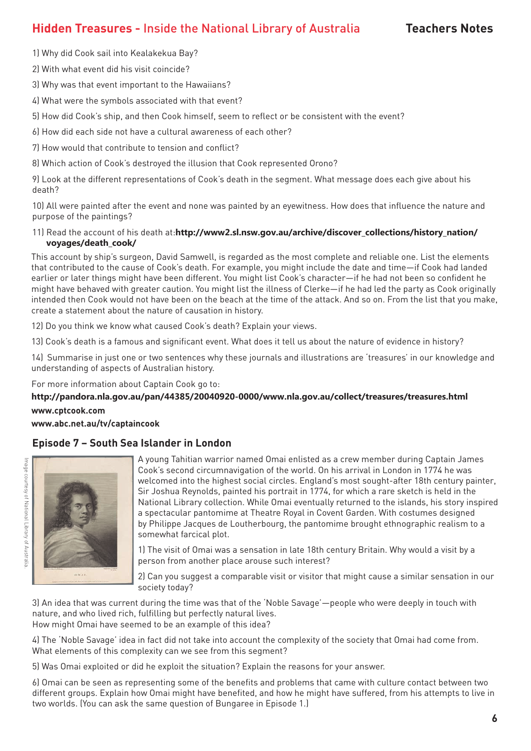1) Why did Cook sail into Kealakekua Bay?

2) With what event did his visit coincide?

3) Why was that event important to the Hawaiians?

4) What were the symbols associated with that event?

5) How did Cook's ship, and then Cook himself, seem to reflect or be consistent with the event?

6) How did each side not have a cultural awareness of each other?

7) How would that contribute to tension and conflict?

8) Which action of Cook's destroyed the illusion that Cook represented Orono?

9) Look at the different representations of Cook's death in the segment. What message does each give about his death?

10) All were painted after the event and none was painted by an eyewitness. How does that influence the nature and purpose of the paintings?

11) Read the account of his death at:**http://www2.sl.nsw.gov.au/archive/discover_collections/history_nation/voyages/death_cook/**

This account by ship's surgeon, David Samwell, is regarded as the most complete and reliable one. List the elements that contributed to the cause of Cook's death. For example, you might include the date and time—if Cook had landed earlier or later things might have been different. You might list Cook's character—if he had not been so confident he might have behaved with greater caution. You might list the illness of Clerke—if he had led the party as Cook originally intended then Cook would not have been on the beach at the time of the attack. And so on. From the list that you make, create a statement about the nature of causation in history.

12) Do you think we know what caused Cook's death? Explain your views.

13) Cook's death is a famous and significant event. What does it tell us about the nature of evidence in history?

14) Summarise in just one or two sentences why these journals and illustrations are 'treasures' in our knowledge and understanding of aspects of Australian history.

For more information about Captain Cook go to:

**http://pandora.nla.gov.au/pan/44385/20040920-0000/www.nla.gov.au/collect/treasures/treasures.html**

**www.cptcook.com**

**www.abc.net.au/tv/captaincook**

## Episode 7 – South Sea Islander in London

Image courtesy of National Library of Australia.

A young Tahitian warrior named Omai enlisted as a crew member during Captain James Cook's second circumnavigation of the world. On his arrival in London in 1774 he was welcomed into the highest social circles. England's most sought-after 18th century painter, Sir Joshua Reynolds, painted his portrait in 1774, for which a rare sketch is held in the National Library collection. While Omai eventually returned to the islands, his story inspired a spectacular pantomime at Theatre Royal in Covent Garden. With costumes designed by Philippe Jacques de Loutherbourg, the pantomime brought ethnographic realism to a somewhat farcical plot.

1) The visit of Omai was a sensation in late 18th century Britain. Why would a visit by a person from another place arouse such interest?

2) Can you suggest a comparable visit or visitor that might cause a similar sensation in our society today?

3) An idea that was current during the time was that of the 'Noble Savage'—people who were deeply in touch with nature, and who lived rich, fulfilling but perfectly natural lives.
How might Omai have seemed to be an example of this idea?

4) The 'Noble Savage' idea in fact did not take into account the complexity of the society that Omai had come from. What elements of this complexity can we see from this segment?

5) Was Omai exploited or did he exploit the situation? Explain the reasons for your answer.

6) Omai can be seen as representing some of the benefits and problems that came with culture contact between two different groups. Explain how Omai might have benefited, and how he might have suffered, from his attempts to live in two worlds. (You can ask the same question of Bungaree in Episode 1.)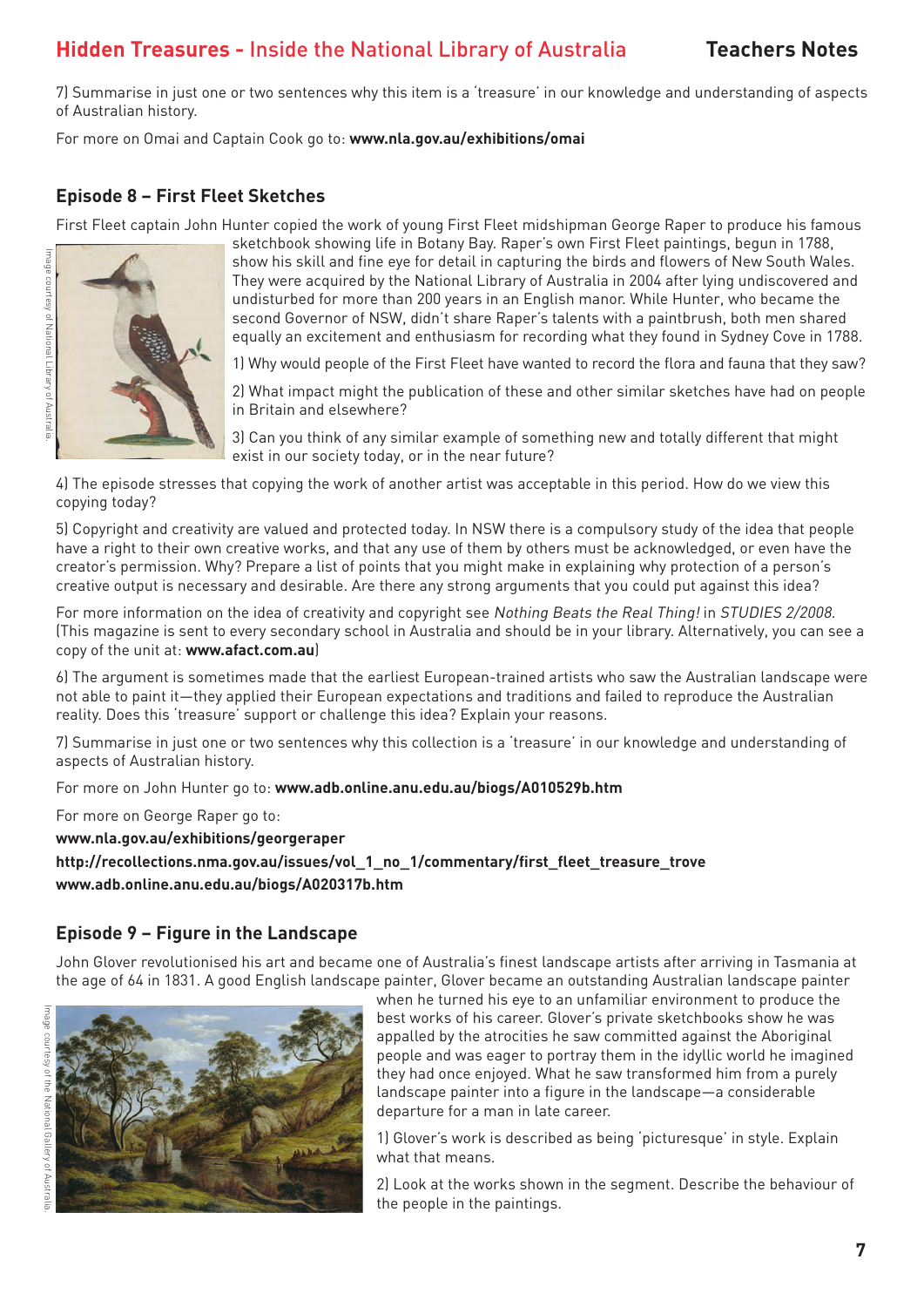7) Summarise in just one or two sentences why this item is a 'treasure' in our knowledge and understanding of aspects of Australian history.

For more on Omai and Captain Cook go to: **www.nla.gov.au/exhibitions/omai**

## Episode 8 – First Fleet Sketches

First Fleet captain John Hunter copied the work of young First Fleet midshipman George Raper to produce his famous sketchbook showing life in Botany Bay. Raper's own First Fleet paintings, begun in 1788, show his skill and fine eye for detail in capturing the birds and flowers of New South Wales. They were acquired by the National Library of Australia in 2004 after lying undiscovered and undisturbed for more than 200 years in an English manor. While Hunter, who became the second Governor of NSW, didn't share Raper's talents with a paintbrush, both men shared equally an excitement and enthusiasm for recording what they found in Sydney Cove in 1788.

Image courtesy of National Library of Australia.

1) Why would people of the First Fleet have wanted to record the flora and fauna that they saw?

2) What impact might the publication of these and other similar sketches have had on people in Britain and elsewhere?

3) Can you think of any similar example of something new and totally different that might exist in our society today, or in the near future?

4) The episode stresses that copying the work of another artist was acceptable in this period. How do we view this copying today?

5) Copyright and creativity are valued and protected today. In NSW there is a compulsory study of the idea that people have a right to their own creative works, and that any use of them by others must be acknowledged, or even have the creator's permission. Why? Prepare a list of points that you might make in explaining why protection of a person's creative output is necessary and desirable. Are there any strong arguments that you could put against this idea?

For more information on the idea of creativity and copyright see *Nothing Beats the Real Thing!* in *STUDIES 2/2008*. (This magazine is sent to every secondary school in Australia and should be in your library. Alternatively, you can see a copy of the unit at: **www.afact.com.au**)

6) The argument is sometimes made that the earliest European-trained artists who saw the Australian landscape were not able to paint it—they applied their European expectations and traditions and failed to reproduce the Australian reality. Does this 'treasure' support or challenge this idea? Explain your reasons.

7) Summarise in just one or two sentences why this collection is a 'treasure' in our knowledge and understanding of aspects of Australian history.

For more on John Hunter go to: **www.adb.online.anu.edu.au/biogs/A010529b.htm**

For more on George Raper go to:

**www.nla.gov.au/exhibitions/georgeraper**

**http://recollections.nma.gov.au/issues/vol_1_no_1/commentary/first_fleet_treasure_trove**

**www.adb.online.anu.edu.au/biogs/A020317b.htm**

## Episode 9 – Figure in the Landscape

John Glover revolutionised his art and became one of Australia's finest landscape artists after arriving in Tasmania at the age of 64 in 1831. A good English landscape painter, Glover became an outstanding Australian landscape painter when he turned his eye to an unfamiliar environment to produce the best works of his career. Glover's private sketchbooks show he was appalled by the atrocities he saw committed against the Aboriginal people and was eager to portray them in the idyllic world he imagined they had once enjoyed. What he saw transformed him from a purely landscape painter into a figure in the landscape—a considerable departure for a man in late career.

Image courtesy of the National Gallery of Australia.

1) Glover's work is described as being 'picturesque' in style. Explain what that means.

2) Look at the works shown in the segment. Describe the behaviour of the people in the paintings.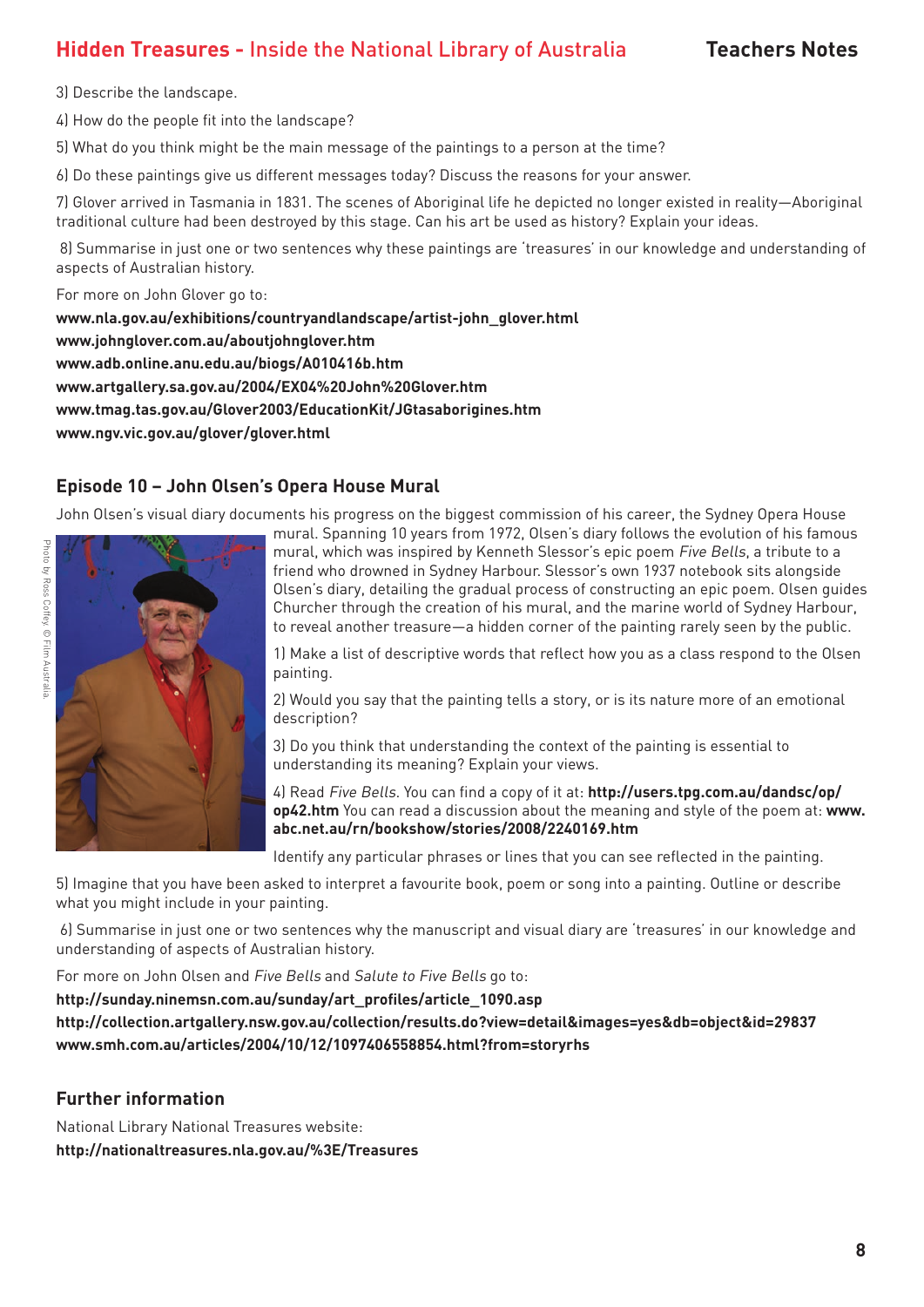3) Describe the landscape.

4) How do the people fit into the landscape?

5) What do you think might be the main message of the paintings to a person at the time?

6) Do these paintings give us different messages today? Discuss the reasons for your answer.

7) Glover arrived in Tasmania in 1831. The scenes of Aboriginal life he depicted no longer existed in reality—Aboriginal traditional culture had been destroyed by this stage. Can his art be used as history? Explain your ideas.

8) Summarise in just one or two sentences why these paintings are 'treasures' in our knowledge and understanding of aspects of Australian history.

For more on John Glover go to:

**www.nla.gov.au/exhibitions/countryandlandscape/artist-john_glover.html**
**www.johnglover.com.au/aboutjohnglover.htm**
**www.adb.online.anu.edu.au/biogs/A010416b.htm**
**www.artgallery.sa.gov.au/2004/EX04%20John%20Glover.htm**
**www.tmag.tas.gov.au/Glover2003/EducationKit/JGtasaborigines.htm**
**www.ngv.vic.gov.au/glover/glover.html**

## Episode 10 – John Olsen's Opera House Mural

John Olsen's visual diary documents his progress on the biggest commission of his career, the Sydney Opera House mural. Spanning 10 years from 1972, Olsen's diary follows the evolution of his famous mural, which was inspired by Kenneth Slessor's epic poem *Five Bells*, a tribute to a friend who drowned in Sydney Harbour. Slessor's own 1937 notebook sits alongside Olsen's diary, detailing the gradual process of constructing an epic poem. Olsen guides Churcher through the creation of his mural, and the marine world of Sydney Harbour, to reveal another treasure—a hidden corner of the painting rarely seen by the public.

Photo by Ross Coffey. © Film Australia.

1) Make a list of descriptive words that reflect how you as a class respond to the Olsen painting.

2) Would you say that the painting tells a story, or is its nature more of an emotional description?

3) Do you think that understanding the context of the painting is essential to understanding its meaning? Explain your views.

4) Read *Five Bells*. You can find a copy of it at: **http://users.tpg.com.au/dandsc/op/op42.htm** You can read a discussion about the meaning and style of the poem at: **www.abc.net.au/rn/bookshow/stories/2008/2240169.htm**

Identify any particular phrases or lines that you can see reflected in the painting.

5) Imagine that you have been asked to interpret a favourite book, poem or song into a painting. Outline or describe what you might include in your painting.

6) Summarise in just one or two sentences why the manuscript and visual diary are 'treasures' in our knowledge and understanding of aspects of Australian history.

For more on John Olsen and *Five Bells* and *Salute to Five Bells* go to:

**http://sunday.ninemsn.com.au/sunday/art_profiles/article_1090.asp**
**http://collection.artgallery.nsw.gov.au/collection/results.do?view=detail&images=yes&db=object&id=29837**
**www.smh.com.au/articles/2004/10/12/1097406558854.html?from=storyrhs**

## Further information

National Library National Treasures website:
**http://nationaltreasures.nla.gov.au/%3E/Treasures**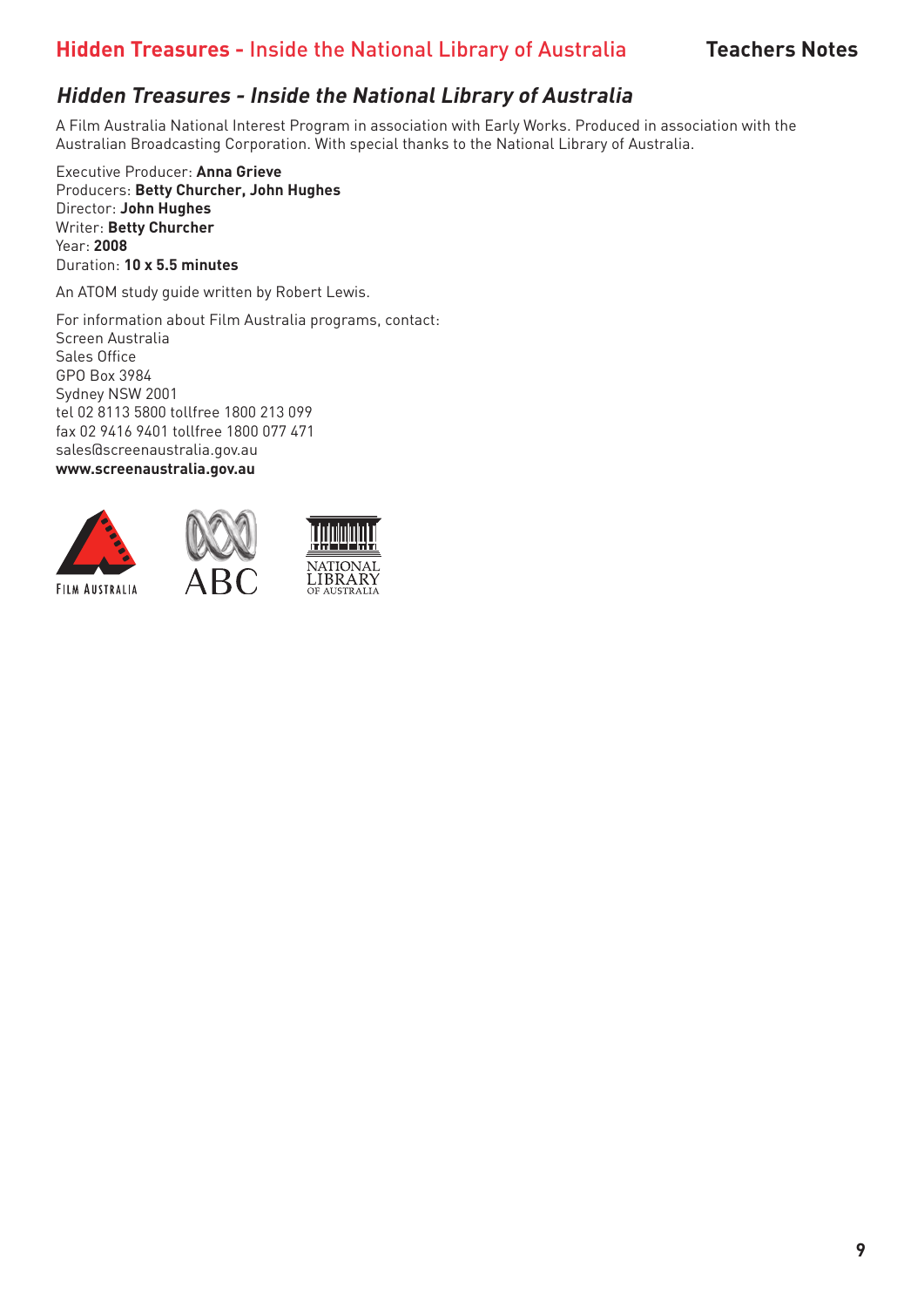## *Hidden Treasures - Inside the National Library of Australia*

A Film Australia National Interest Program in association with Early Works. Produced in association with the Australian Broadcasting Corporation. With special thanks to the National Library of Australia.

Executive Producer: **Anna Grieve**
Producers: **Betty Churcher, John Hughes**
Director: **John Hughes**
Writer: **Betty Churcher**
Year: **2008**
Duration: **10 x 5.5 minutes**

An ATOM study guide written by Robert Lewis.

For information about Film Australia programs, contact:
Screen Australia
Sales Office
GPO Box 3984
Sydney NSW 2001
tel 02 8113 5800 tollfree 1800 213 099
fax 02 9416 9401 tollfree 1800 077 471
sales@screenaustralia.gov.au
**www.screenaustralia.gov.au**